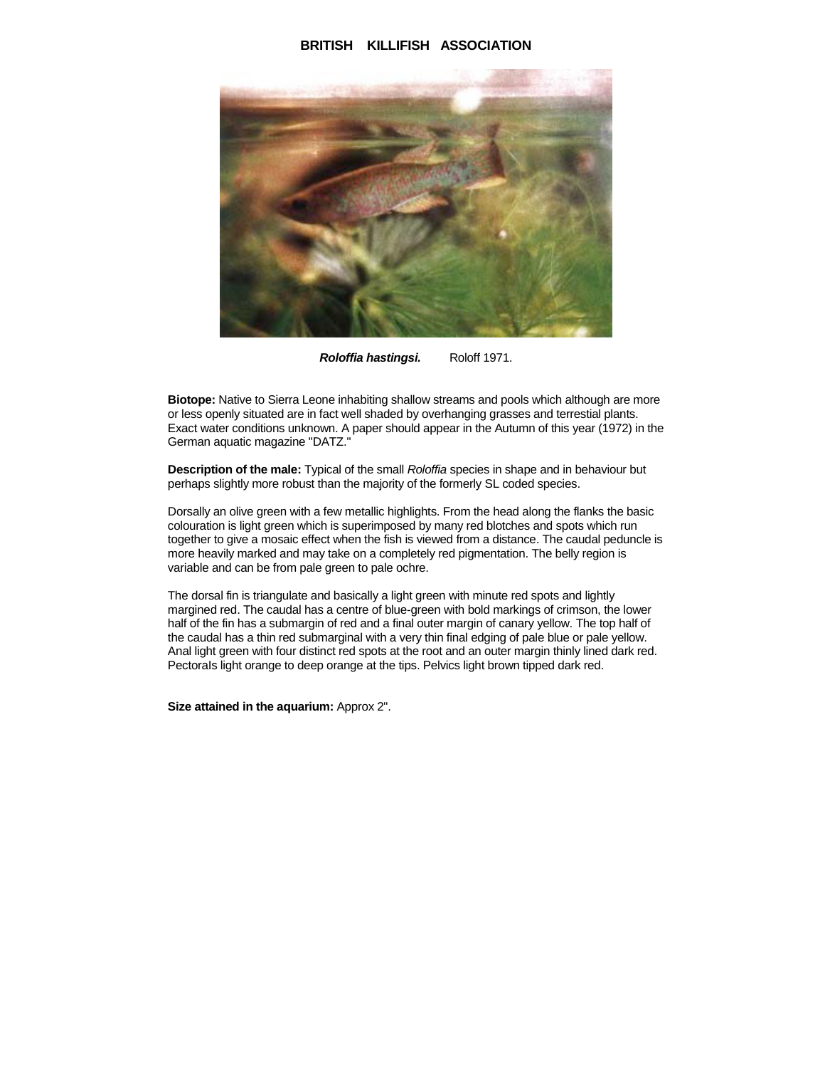# BRITISH KILLIFISH ASSOCIATION

***Roloffia hastingsi.*** Roloff 1971.

**Biotope:** Native to Sierra Leone inhabiting shallow streams and pools which although are more or less openly situated are in fact well shaded by overhanging grasses and terrestial plants. Exact water conditions unknown. A paper should appear in the Autumn of this year (1972) in the German aquatic magazine "DATZ."

**Description of the male:** Typical of the small *Roloffia* species in shape and in behaviour but perhaps slightly more robust than the majority of the formerly SL coded species.

Dorsally an olive green with a few metallic highlights. From the head along the flanks the basic colouration is light green which is superimposed by many red blotches and spots which run together to give a mosaic effect when the fish is viewed from a distance. The caudal peduncle is more heavily marked and may take on a completely red pigmentation. The belly region is variable and can be from pale green to pale ochre.

The dorsal fin is triangulate and basically a light green with minute red spots and lightly margined red. The caudal has a centre of blue-green with bold markings of crimson, the lower half of the fin has a submargin of red and a final outer margin of canary yellow. The top half of the caudal has a thin red submarginal with a very thin final edging of pale blue or pale yellow. Anal light green with four distinct red spots at the root and an outer margin thinly lined dark red. Pectorals light orange to deep orange at the tips. Pelvics light brown tipped dark red.

**Size attained in the aquarium:** Approx 2".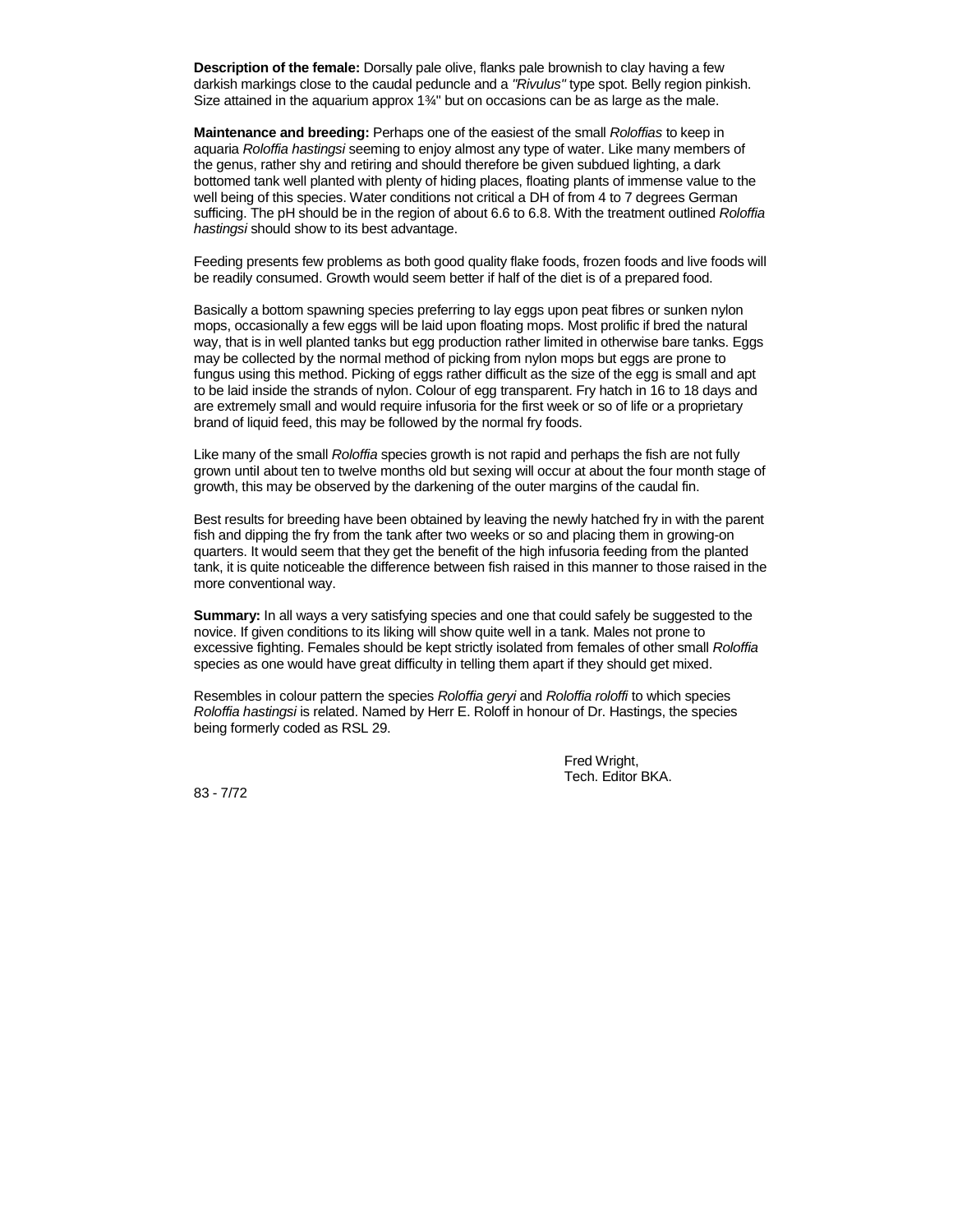**Description of the female:** Dorsally pale olive, flanks pale brownish to clay having a few darkish markings close to the caudal peduncle and a *"Rivulus"* type spot. Belly region pinkish. Size attained in the aquarium approx 1¾" but on occasions can be as large as the male.

**Maintenance and breeding:** Perhaps one of the easiest of the small *Roloffias* to keep in aquaria *Roloffia hastingsi* seeming to enjoy almost any type of water. Like many members of the genus, rather shy and retiring and should therefore be given subdued lighting, a dark bottomed tank well planted with plenty of hiding places, floating plants of immense value to the well being of this species. Water conditions not critical a DH of from 4 to 7 degrees German sufficing. The pH should be in the region of about 6.6 to 6.8. With the treatment outlined *Roloffia hastingsi* should show to its best advantage.

Feeding presents few problems as both good quality flake foods, frozen foods and live foods will be readily consumed. Growth would seem better if half of the diet is of a prepared food.

Basically a bottom spawning species preferring to lay eggs upon peat fibres or sunken nylon mops, occasionally a few eggs will be laid upon floating mops. Most prolific if bred the natural way, that is in well planted tanks but egg production rather limited in otherwise bare tanks. Eggs may be collected by the normal method of picking from nylon mops but eggs are prone to fungus using this method. Picking of eggs rather difficult as the size of the egg is small and apt to be laid inside the strands of nylon. Colour of egg transparent. Fry hatch in 16 to 18 days and are extremely small and would require infusoria for the first week or so of life or a proprietary brand of liquid feed, this may be followed by the normal fry foods.

Like many of the small *Roloffia* species growth is not rapid and perhaps the fish are not fully grown until about ten to twelve months old but sexing will occur at about the four month stage of growth, this may be observed by the darkening of the outer margins of the caudal fin.

Best results for breeding have been obtained by leaving the newly hatched fry in with the parent fish and dipping the fry from the tank after two weeks or so and placing them in growing-on quarters. It would seem that they get the benefit of the high infusoria feeding from the planted tank, it is quite noticeable the difference between fish raised in this manner to those raised in the more conventional way.

**Summary:** In all ways a very satisfying species and one that could safely be suggested to the novice. If given conditions to its liking will show quite well in a tank. Males not prone to excessive fighting. Females should be kept strictly isolated from females of other small *Roloffia* species as one would have great difficulty in telling them apart if they should get mixed.

Resembles in colour pattern the species *Roloffia geryi* and *Roloffia roloffi* to which species *Roloffia hastingsi* is related. Named by Herr E. Roloff in honour of Dr. Hastings, the species being formerly coded as RSL 29.

Fred Wright,
Tech. Editor BKA.

83 - 7/72